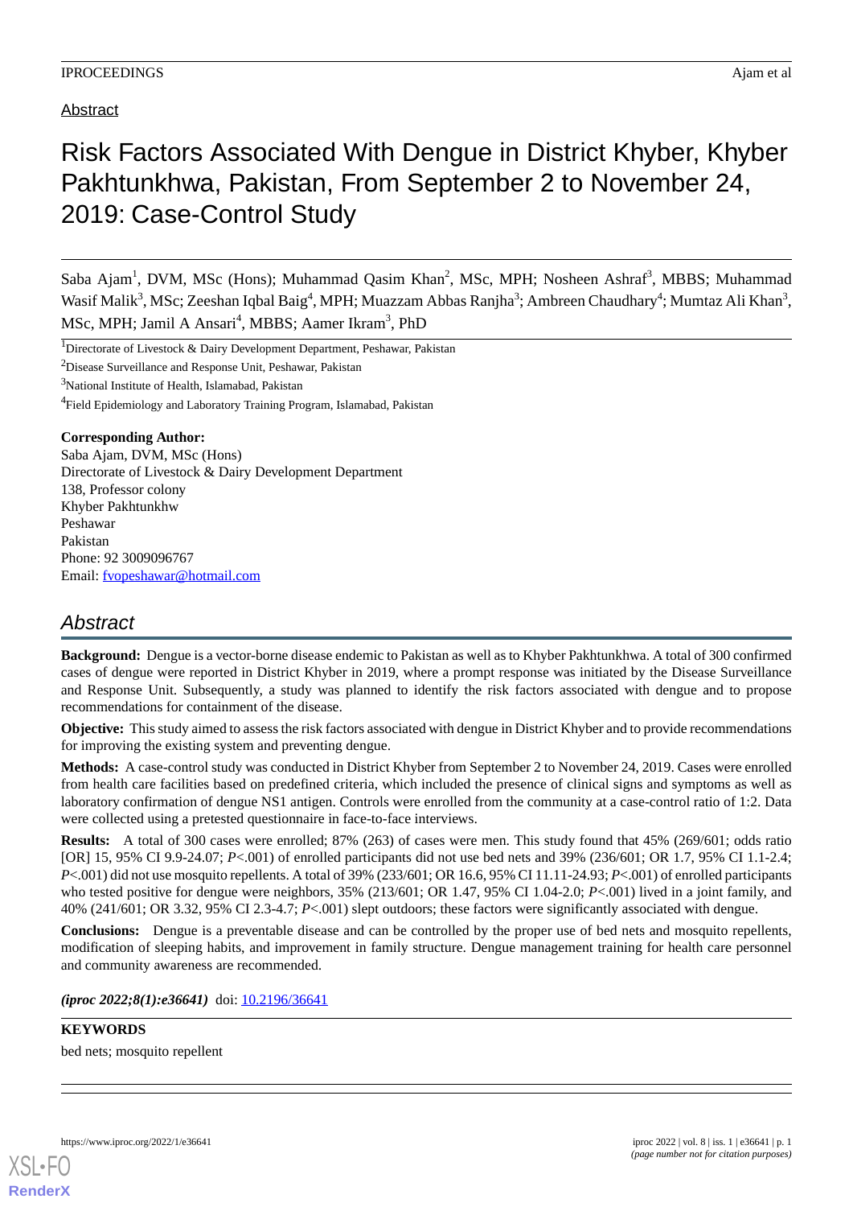Abstract

# Risk Factors Associated With Dengue in District Khyber, Khyber Pakhtunkhwa, Pakistan, From September 2 to November 24, 2019: Case-Control Study

Saba Ajam[1], DVM, MSc (Hons); Muhammad Qasim Khan[2], MSc, MPH; Nosheen Ashraf[3], MBBS; Muhammad Wasif Malik[3], MSc; Zeeshan Iqbal Baig[4], MPH; Muazzam Abbas Ranjha[3]; Ambreen Chaudhary[4]; Mumtaz Ali Khan[3], MSc, MPH; Jamil A Ansari[4], MBBS; Aamer Ikram[3], PhD

[1]Directorate of Livestock & Dairy Development Department, Peshawar, Pakistan

[2]Disease Surveillance and Response Unit, Peshawar, Pakistan

[3]National Institute of Health, Islamabad, Pakistan

[4]Field Epidemiology and Laboratory Training Program, Islamabad, Pakistan

**Corresponding Author:**
Saba Ajam, DVM, MSc (Hons)
Directorate of Livestock & Dairy Development Department
138, Professor colony
Khyber Pakhtunkhw
Peshawar
Pakistan
Phone: 92 3009096767
Email: fvopeshawar@hotmail.com

## Abstract

**Background:** Dengue is a vector-borne disease endemic to Pakistan as well as to Khyber Pakhtunkhwa. A total of 300 confirmed cases of dengue were reported in District Khyber in 2019, where a prompt response was initiated by the Disease Surveillance and Response Unit. Subsequently, a study was planned to identify the risk factors associated with dengue and to propose recommendations for containment of the disease.

**Objective:** This study aimed to assess the risk factors associated with dengue in District Khyber and to provide recommendations for improving the existing system and preventing dengue.

**Methods:** A case-control study was conducted in District Khyber from September 2 to November 24, 2019. Cases were enrolled from health care facilities based on predefined criteria, which included the presence of clinical signs and symptoms as well as laboratory confirmation of dengue NS1 antigen. Controls were enrolled from the community at a case-control ratio of 1:2. Data were collected using a pretested questionnaire in face-to-face interviews.

**Results:** A total of 300 cases were enrolled; 87% (263) of cases were men. This study found that 45% (269/601; odds ratio [OR] 15, 95% CI 9.9-24.07; *P*<.001) of enrolled participants did not use bed nets and 39% (236/601; OR 1.7, 95% CI 1.1-2.4; *P*<.001) did not use mosquito repellents. A total of 39% (233/601; OR 16.6, 95% CI 11.11-24.93; *P*<.001) of enrolled participants who tested positive for dengue were neighbors, 35% (213/601; OR 1.47, 95% CI 1.04-2.0; *P*<.001) lived in a joint family, and 40% (241/601; OR 3.32, 95% CI 2.3-4.7; *P*<.001) slept outdoors; these factors were significantly associated with dengue.

**Conclusions:** Dengue is a preventable disease and can be controlled by the proper use of bed nets and mosquito repellents, modification of sleeping habits, and improvement in family structure. Dengue management training for health care personnel and community awareness are recommended.

***(iproc 2022;8(1):e36641)*** doi: 10.2196/36641

**KEYWORDS**

bed nets; mosquito repellent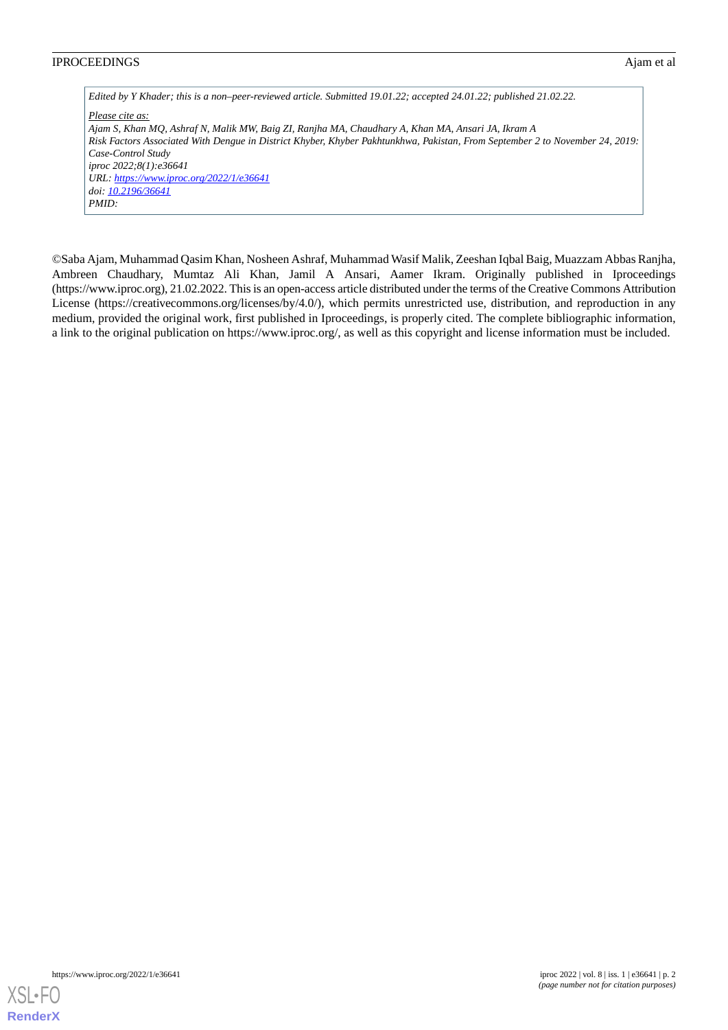*Edited by Y Khader; this is a non–peer-reviewed article. Submitted 19.01.22; accepted 24.01.22; published 21.02.22.*

*Please cite as:*
*Ajam S, Khan MQ, Ashraf N, Malik MW, Baig ZI, Ranjha MA, Chaudhary A, Khan MA, Ansari JA, Ikram A*
*Risk Factors Associated With Dengue in District Khyber, Khyber Pakhtunkhwa, Pakistan, From September 2 to November 24, 2019: Case-Control Study*
*iproc 2022;8(1):e36641*
*URL: https://www.iproc.org/2022/1/e36641*
*doi: 10.2196/36641*
*PMID:*

©Saba Ajam, Muhammad Qasim Khan, Nosheen Ashraf, Muhammad Wasif Malik, Zeeshan Iqbal Baig, Muazzam Abbas Ranjha, Ambreen Chaudhary, Mumtaz Ali Khan, Jamil A Ansari, Aamer Ikram. Originally published in Iproceedings (https://www.iproc.org), 21.02.2022. This is an open-access article distributed under the terms of the Creative Commons Attribution License (https://creativecommons.org/licenses/by/4.0/), which permits unrestricted use, distribution, and reproduction in any medium, provided the original work, first published in Iproceedings, is properly cited. The complete bibliographic information, a link to the original publication on https://www.iproc.org/, as well as this copyright and license information must be included.